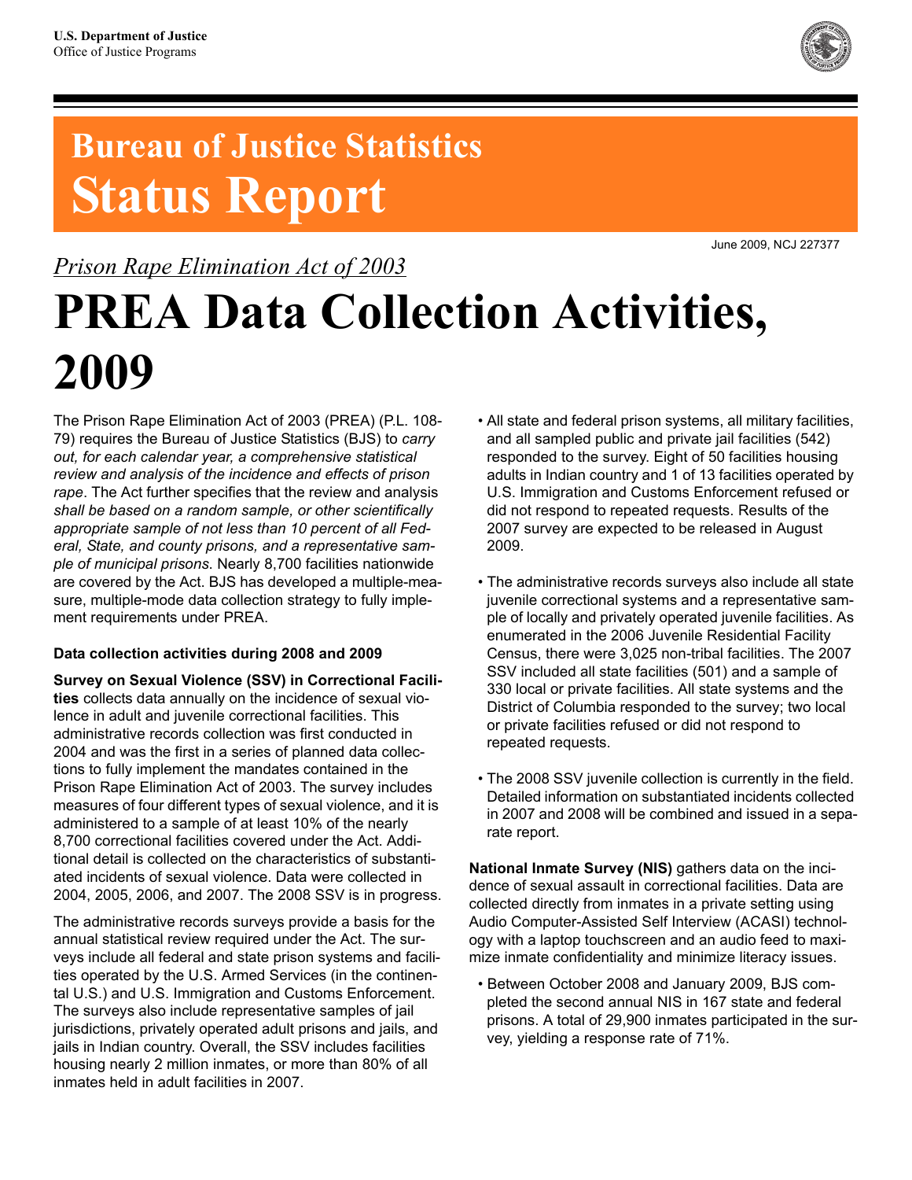U.S. Department of Justice
Office of Justice Programs

# Bureau of Justice Statistics Status Report

June 2009, NCJ 227377

*Prison Rape Elimination Act of 2003*

# PREA Data Collection Activities, 2009

The Prison Rape Elimination Act of 2003 (PREA) (P.L. 108-79) requires the Bureau of Justice Statistics (BJS) to *carry out, for each calendar year, a comprehensive statistical review and analysis of the incidence and effects of prison rape*. The Act further specifies that the review and analysis *shall be based on a random sample, or other scientifically appropriate sample of not less than 10 percent of all Federal, State, and county prisons, and a representative sample of municipal prisons*. Nearly 8,700 facilities nationwide are covered by the Act. BJS has developed a multiple-measure, multiple-mode data collection strategy to fully implement requirements under PREA.

**Data collection activities during 2008 and 2009**

**Survey on Sexual Violence (SSV) in Correctional Facilities** collects data annually on the incidence of sexual violence in adult and juvenile correctional facilities. This administrative records collection was first conducted in 2004 and was the first in a series of planned data collections to fully implement the mandates contained in the Prison Rape Elimination Act of 2003. The survey includes measures of four different types of sexual violence, and it is administered to a sample of at least 10% of the nearly 8,700 correctional facilities covered under the Act. Additional detail is collected on the characteristics of substantiated incidents of sexual violence. Data were collected in 2004, 2005, 2006, and 2007. The 2008 SSV is in progress.

The administrative records surveys provide a basis for the annual statistical review required under the Act. The surveys include all federal and state prison systems and facilities operated by the U.S. Armed Services (in the continental U.S.) and U.S. Immigration and Customs Enforcement. The surveys also include representative samples of jail jurisdictions, privately operated adult prisons and jails, and jails in Indian country. Overall, the SSV includes facilities housing nearly 2 million inmates, or more than 80% of all inmates held in adult facilities in 2007.

- All state and federal prison systems, all military facilities, and all sampled public and private jail facilities (542) responded to the survey. Eight of 50 facilities housing adults in Indian country and 1 of 13 facilities operated by U.S. Immigration and Customs Enforcement refused or did not respond to repeated requests. Results of the 2007 survey are expected to be released in August 2009.

- The administrative records surveys also include all state juvenile correctional systems and a representative sample of locally and privately operated juvenile facilities. As enumerated in the 2006 Juvenile Residential Facility Census, there were 3,025 non-tribal facilities. The 2007 SSV included all state facilities (501) and a sample of 330 local or private facilities. All state systems and the District of Columbia responded to the survey; two local or private facilities refused or did not respond to repeated requests.

- The 2008 SSV juvenile collection is currently in the field. Detailed information on substantiated incidents collected in 2007 and 2008 will be combined and issued in a separate report.

**National Inmate Survey (NIS)** gathers data on the incidence of sexual assault in correctional facilities. Data are collected directly from inmates in a private setting using Audio Computer-Assisted Self Interview (ACASI) technology with a laptop touchscreen and an audio feed to maximize inmate confidentiality and minimize literacy issues.

- Between October 2008 and January 2009, BJS completed the second annual NIS in 167 state and federal prisons. A total of 29,900 inmates participated in the survey, yielding a response rate of 71%.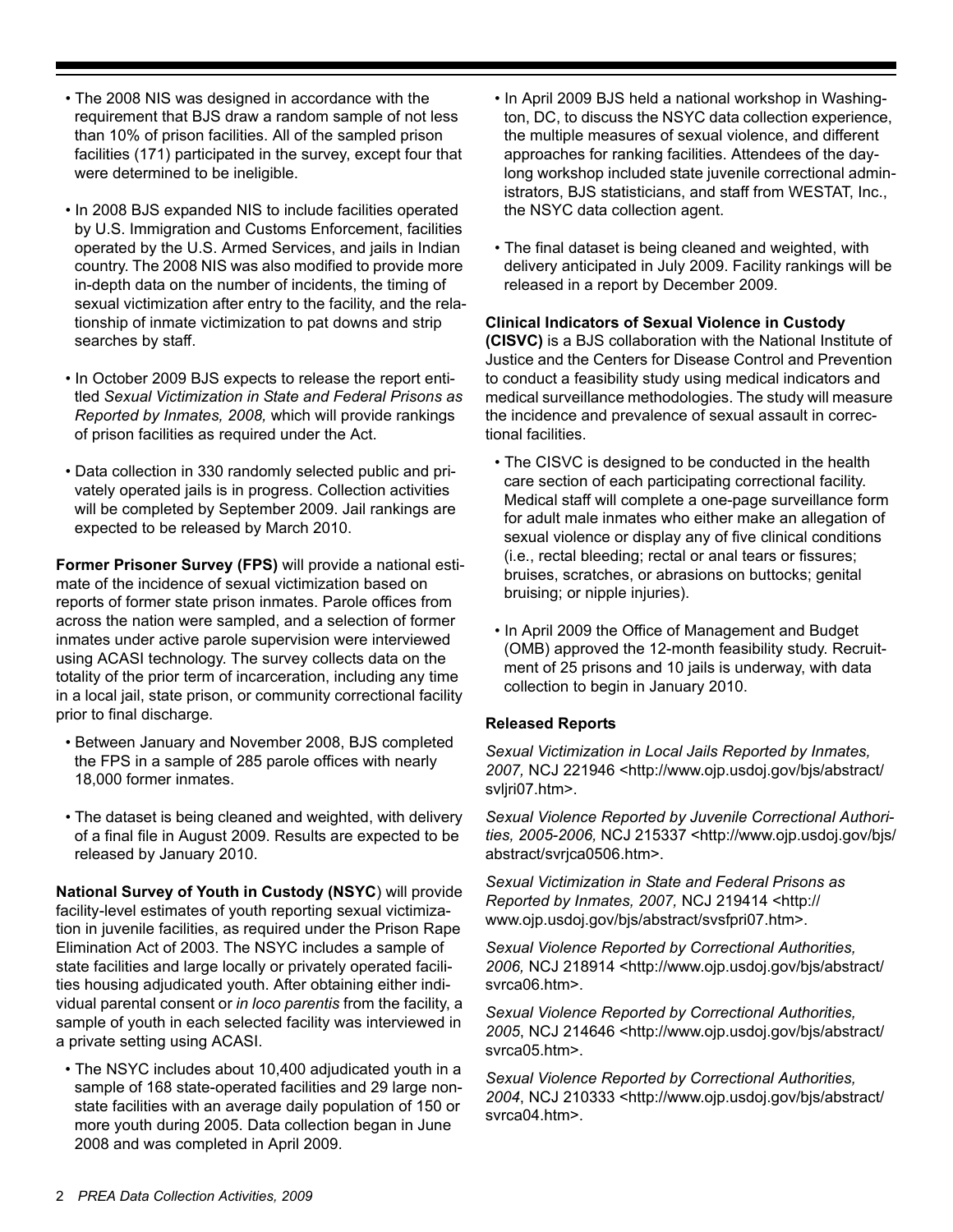- The 2008 NIS was designed in accordance with the requirement that BJS draw a random sample of not less than 10% of prison facilities. All of the sampled prison facilities (171) participated in the survey, except four that were determined to be ineligible.

- In 2008 BJS expanded NIS to include facilities operated by U.S. Immigration and Customs Enforcement, facilities operated by the U.S. Armed Services, and jails in Indian country. The 2008 NIS was also modified to provide more in-depth data on the number of incidents, the timing of sexual victimization after entry to the facility, and the relationship of inmate victimization to pat downs and strip searches by staff.

- In October 2009 BJS expects to release the report entitled *Sexual Victimization in State and Federal Prisons as Reported by Inmates, 2008,* which will provide rankings of prison facilities as required under the Act.

- Data collection in 330 randomly selected public and privately operated jails is in progress. Collection activities will be completed by September 2009. Jail rankings are expected to be released by March 2010.

**Former Prisoner Survey (FPS)** will provide a national estimate of the incidence of sexual victimization based on reports of former state prison inmates. Parole offices from across the nation were sampled, and a selection of former inmates under active parole supervision were interviewed using ACASI technology. The survey collects data on the totality of the prior term of incarceration, including any time in a local jail, state prison, or community correctional facility prior to final discharge.

- Between January and November 2008, BJS completed the FPS in a sample of 285 parole offices with nearly 18,000 former inmates.

- The dataset is being cleaned and weighted, with delivery of a final file in August 2009. Results are expected to be released by January 2010.

**National Survey of Youth in Custody (NSYC**) will provide facility-level estimates of youth reporting sexual victimization in juvenile facilities, as required under the Prison Rape Elimination Act of 2003. The NSYC includes a sample of state facilities and large locally or privately operated facilities housing adjudicated youth. After obtaining either individual parental consent or *in loco parentis* from the facility, a sample of youth in each selected facility was interviewed in a private setting using ACASI.

- The NSYC includes about 10,400 adjudicated youth in a sample of 168 state-operated facilities and 29 large non-state facilities with an average daily population of 150 or more youth during 2005. Data collection began in June 2008 and was completed in April 2009.

- In April 2009 BJS held a national workshop in Washington, DC, to discuss the NSYC data collection experience, the multiple measures of sexual violence, and different approaches for ranking facilities. Attendees of the day-long workshop included state juvenile correctional administrators, BJS statisticians, and staff from WESTAT, Inc., the NSYC data collection agent.

- The final dataset is being cleaned and weighted, with delivery anticipated in July 2009. Facility rankings will be released in a report by December 2009.

**Clinical Indicators of Sexual Violence in Custody (CISVC)** is a BJS collaboration with the National Institute of Justice and the Centers for Disease Control and Prevention to conduct a feasibility study using medical indicators and medical surveillance methodologies. The study will measure the incidence and prevalence of sexual assault in correctional facilities.

- The CISVC is designed to be conducted in the health care section of each participating correctional facility. Medical staff will complete a one-page surveillance form for adult male inmates who either make an allegation of sexual violence or display any of five clinical conditions (i.e., rectal bleeding; rectal or anal tears or fissures; bruises, scratches, or abrasions on buttocks; genital bruising; or nipple injuries).

- In April 2009 the Office of Management and Budget (OMB) approved the 12-month feasibility study. Recruitment of 25 prisons and 10 jails is underway, with data collection to begin in January 2010.

### Released Reports

*Sexual Victimization in Local Jails Reported by Inmates, 2007,* NCJ 221946 <http://www.ojp.usdoj.gov/bjs/abstract/svljri07.htm>.

*Sexual Violence Reported by Juvenile Correctional Authorities, 2005-2006,* NCJ 215337 <http://www.ojp.usdoj.gov/bjs/abstract/svrjca0506.htm>.

*Sexual Victimization in State and Federal Prisons as Reported by Inmates, 2007,* NCJ 219414 <http://www.ojp.usdoj.gov/bjs/abstract/svsfpri07.htm>.

*Sexual Violence Reported by Correctional Authorities, 2006,* NCJ 218914 <http://www.ojp.usdoj.gov/bjs/abstract/svrca06.htm>.

*Sexual Violence Reported by Correctional Authorities, 2005*, NCJ 214646 <http://www.ojp.usdoj.gov/bjs/abstract/svrca05.htm>.

*Sexual Violence Reported by Correctional Authorities, 2004*, NCJ 210333 <http://www.ojp.usdoj.gov/bjs/abstract/svrca04.htm>.